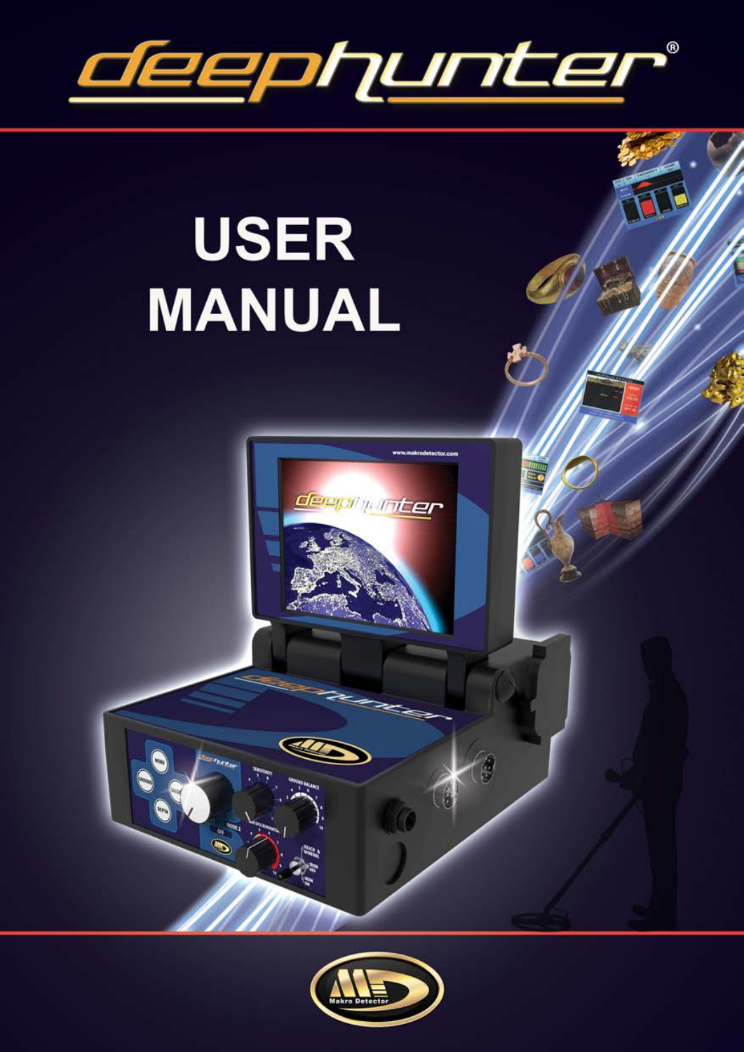# deephunter®

# USER MANUAL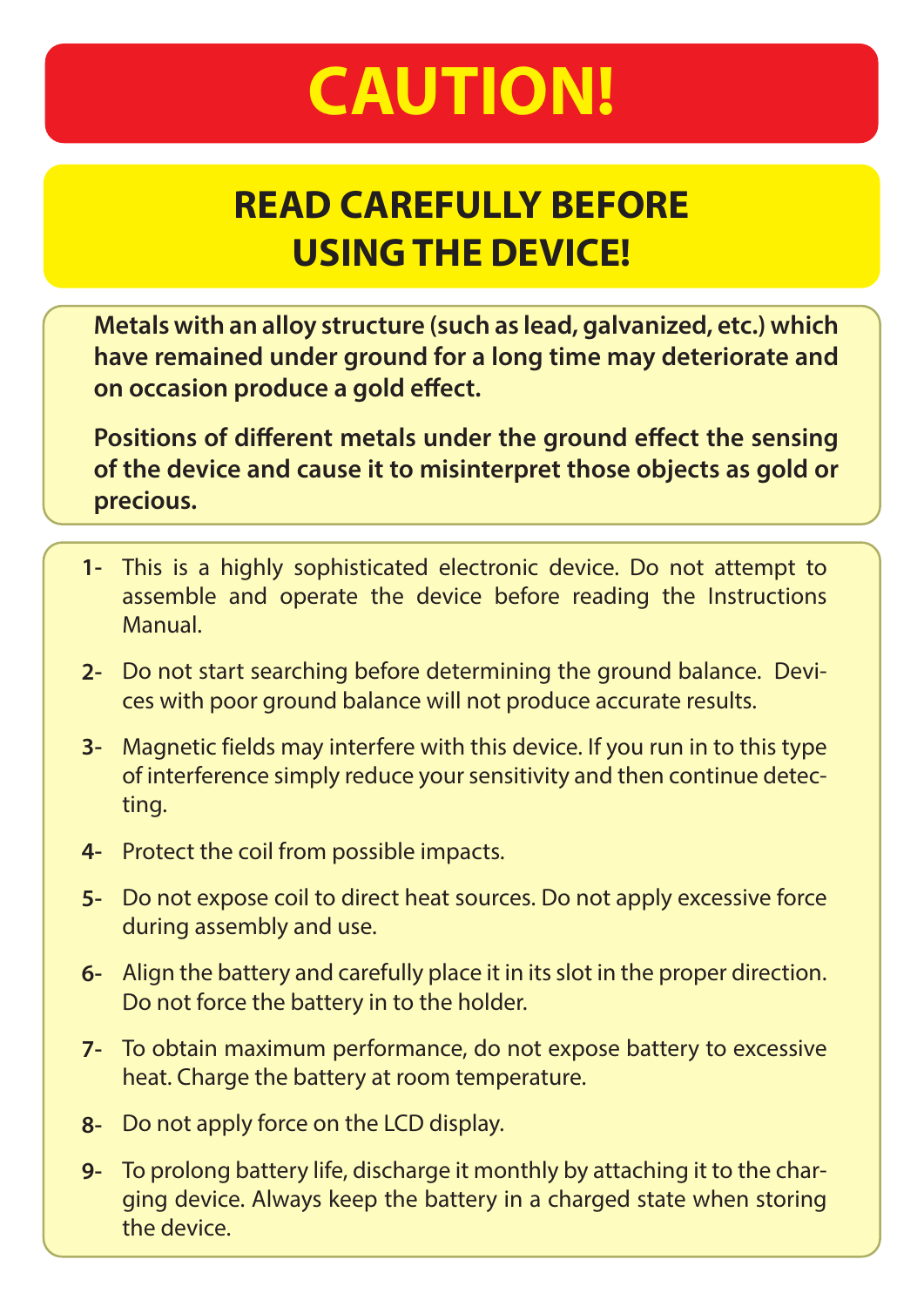# CAUTION!

## READ CAREFULLY BEFORE USING THE DEVICE!

**Metals with an alloy structure (such as lead, galvanized, etc.) which have remained under ground for a long time may deteriorate and on occasion produce a gold effect.**

**Positions of different metals under the ground effect the sensing of the device and cause it to misinterpret those objects as gold or precious.**

**1-** This is a highly sophisticated electronic device. Do not attempt to assemble and operate the device before reading the Instructions Manual.

**2-** Do not start searching before determining the ground balance. Devices with poor ground balance will not produce accurate results.

**3-** Magnetic fields may interfere with this device. If you run in to this type of interference simply reduce your sensitivity and then continue detecting.

**4-** Protect the coil from possible impacts.

**5-** Do not expose coil to direct heat sources. Do not apply excessive force during assembly and use.

**6-** Align the battery and carefully place it in its slot in the proper direction. Do not force the battery in to the holder.

**7-** To obtain maximum performance, do not expose battery to excessive heat. Charge the battery at room temperature.

**8-** Do not apply force on the LCD display.

**9-** To prolong battery life, discharge it monthly by attaching it to the charging device. Always keep the battery in a charged state when storing the device.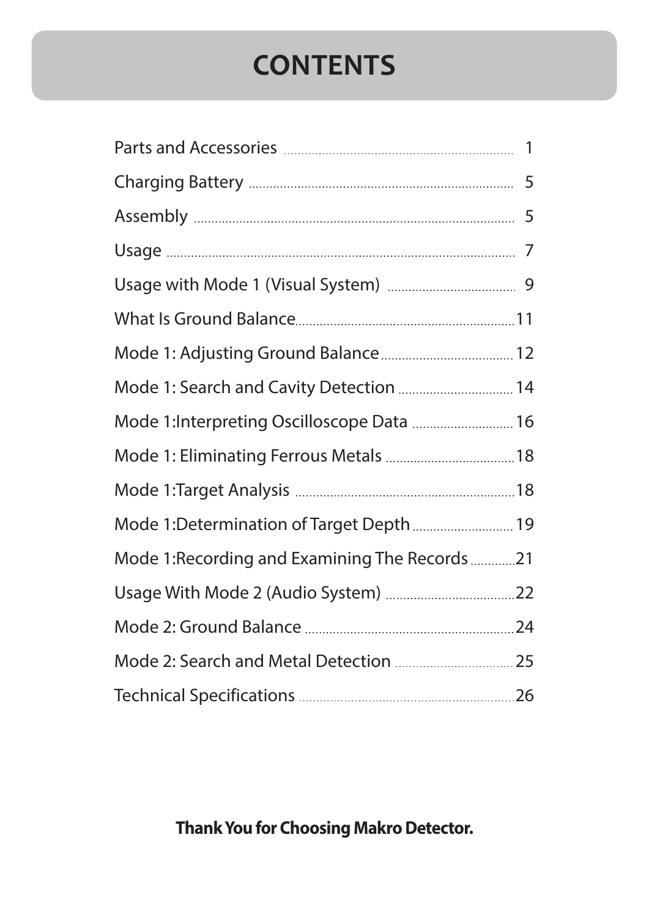# CONTENTS

| | |
|---|---|
| Parts and Accessories | 1 |
| Charging Battery | 5 |
| Assembly | 5 |
| Usage | 7 |
| Usage with Mode 1 (Visual System) | 9 |
| What Is Ground Balance | 11 |
| Mode 1: Adjusting Ground Balance | 12 |
| Mode 1: Search and Cavity Detection | 14 |
| Mode 1:Interpreting Oscilloscope Data | 16 |
| Mode 1: Eliminating Ferrous Metals | 18 |
| Mode 1:Target Analysis | 18 |
| Mode 1:Determination of Target Depth | 19 |
| Mode 1:Recording and Examining The Records | 21 |
| Usage With Mode 2 (Audio System) | 22 |
| Mode 2: Ground Balance | 24 |
| Mode 2: Search and Metal Detection | 25 |
| Technical Specifications | 26 |

**Thank You for Choosing Makro Detector.**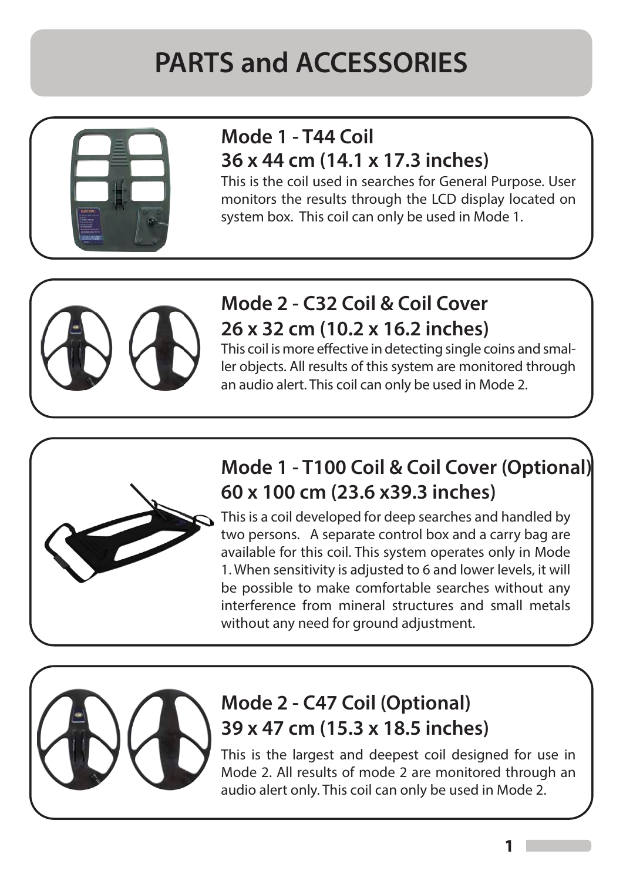# PARTS and ACCESSORIES

## Mode 1 - T44 Coil
## 36 x 44 cm (14.1 x 17.3 inches)

This is the coil used in searches for General Purpose. User monitors the results through the LCD display located on system box. This coil can only be used in Mode 1.

## Mode 2 - C32 Coil & Coil Cover
## 26 x 32 cm (10.2 x 16.2 inches)

This coil is more effective in detecting single coins and smaller objects. All results of this system are monitored through an audio alert. This coil can only be used in Mode 2.

## Mode 1 - T100 Coil & Coil Cover (Optional)
## 60 x 100 cm (23.6 x39.3 inches)

This is a coil developed for deep searches and handled by two persons. A separate control box and a carry bag are available for this coil. This system operates only in Mode 1. When sensitivity is adjusted to 6 and lower levels, it will be possible to make comfortable searches without any interference from mineral structures and small metals without any need for ground adjustment.

## Mode 2 - C47 Coil (Optional)
## 39 x 47 cm (15.3 x 18.5 inches)

This is the largest and deepest coil designed for use in Mode 2. All results of mode 2 are monitored through an audio alert only. This coil can only be used in Mode 2.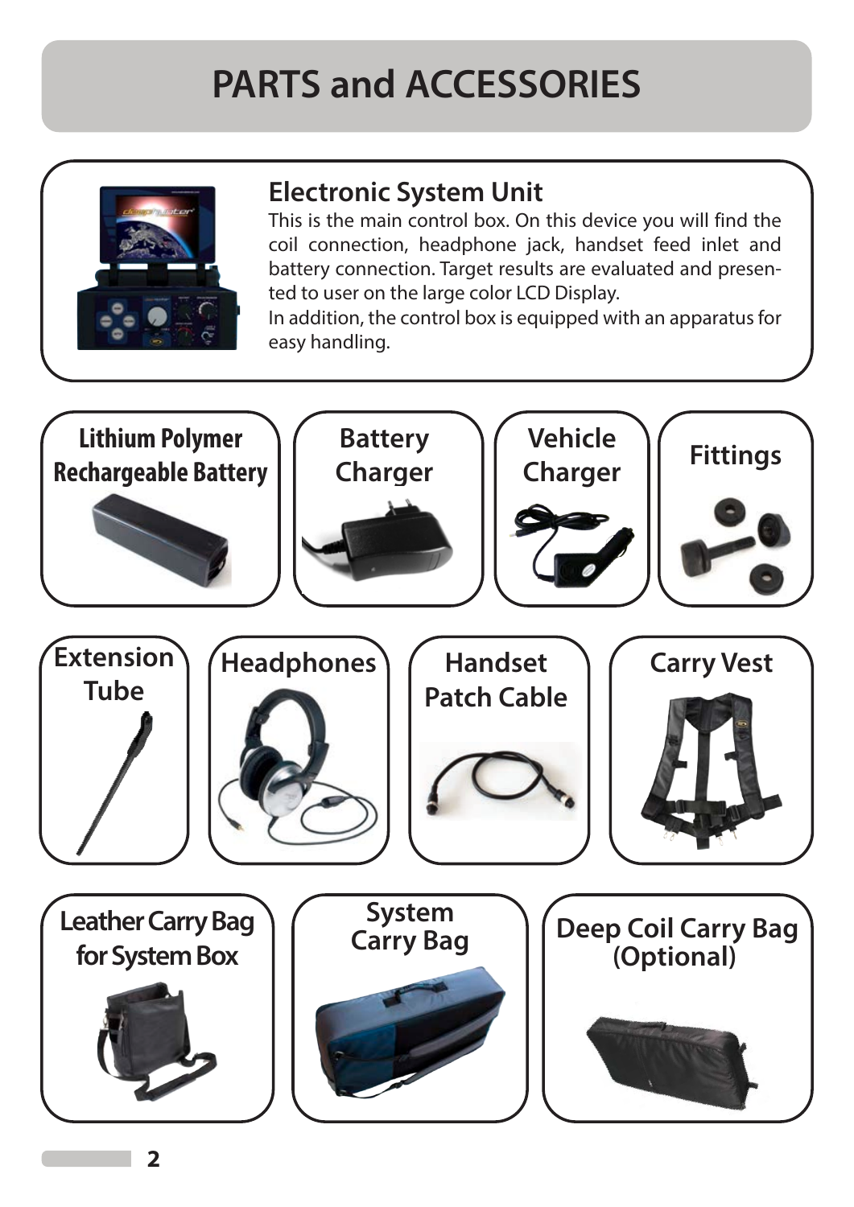# PARTS and ACCESSORIES

## Electronic System Unit

This is the main control box. On this device you will find the coil connection, headphone jack, handset feed inlet and battery connection. Target results are evaluated and presented to user on the large color LCD Display.
In addition, the control box is equipped with an apparatus for easy handling.

### Lithium Polymer Rechargeable Battery

### Battery Charger

### Vehicle Charger

### Fittings

### Extension Tube

### Headphones

### Handset Patch Cable

### Carry Vest

### Leather Carry Bag for System Box

### System Carry Bag

### Deep Coil Carry Bag (Optional)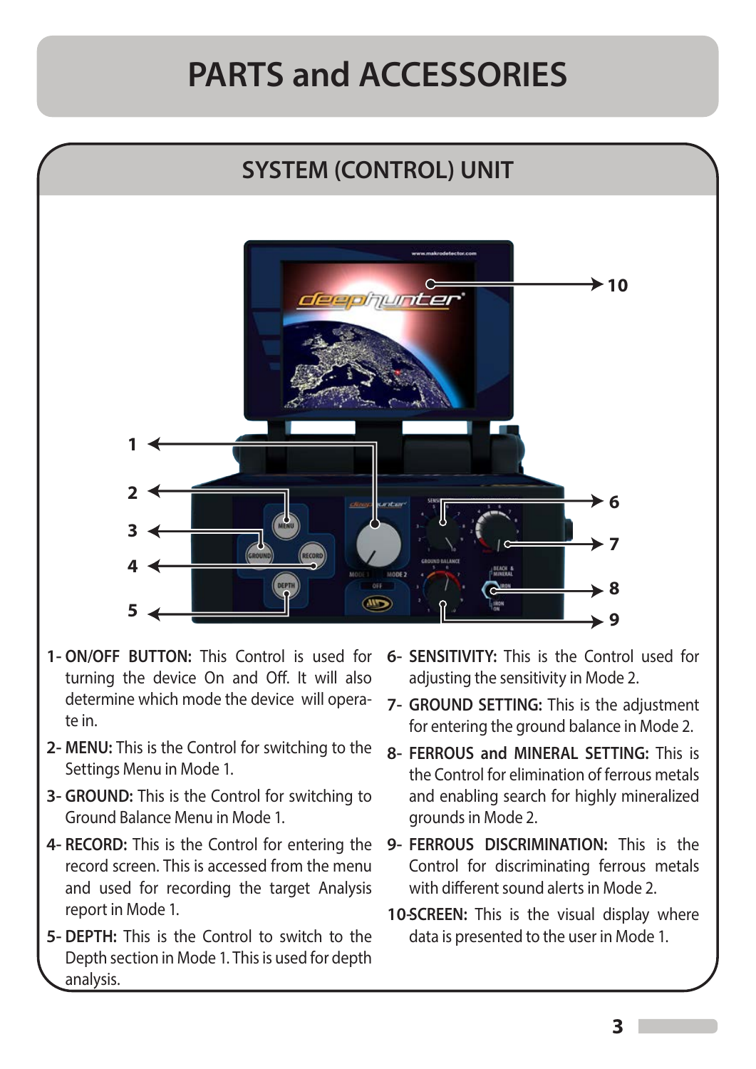# PARTS and ACCESSORIES

## SYSTEM (CONTROL) UNIT

1- **ON/OFF BUTTON:** This Control is used for turning the device On and Off. It will also determine which mode the device will operate in.

2- **MENU:** This is the Control for switching to the Settings Menu in Mode 1.

3- **GROUND:** This is the Control for switching to Ground Balance Menu in Mode 1.

4- **RECORD:** This is the Control for entering the record screen. This is accessed from the menu and used for recording the target Analysis report in Mode 1.

5- **DEPTH:** This is the Control to switch to the Depth section in Mode 1. This is used for depth analysis.

6- **SENSITIVITY:** This is the Control used for adjusting the sensitivity in Mode 2.

7- **GROUND SETTING:** This is the adjustment for entering the ground balance in Mode 2.

8- **FERROUS and MINERAL SETTING:** This is the Control for elimination of ferrous metals and enabling search for highly mineralized grounds in Mode 2.

9- **FERROUS DISCRIMINATION:** This is the Control for discriminating ferrous metals with different sound alerts in Mode 2.

10-**SCREEN:** This is the visual display where data is presented to the user in Mode 1.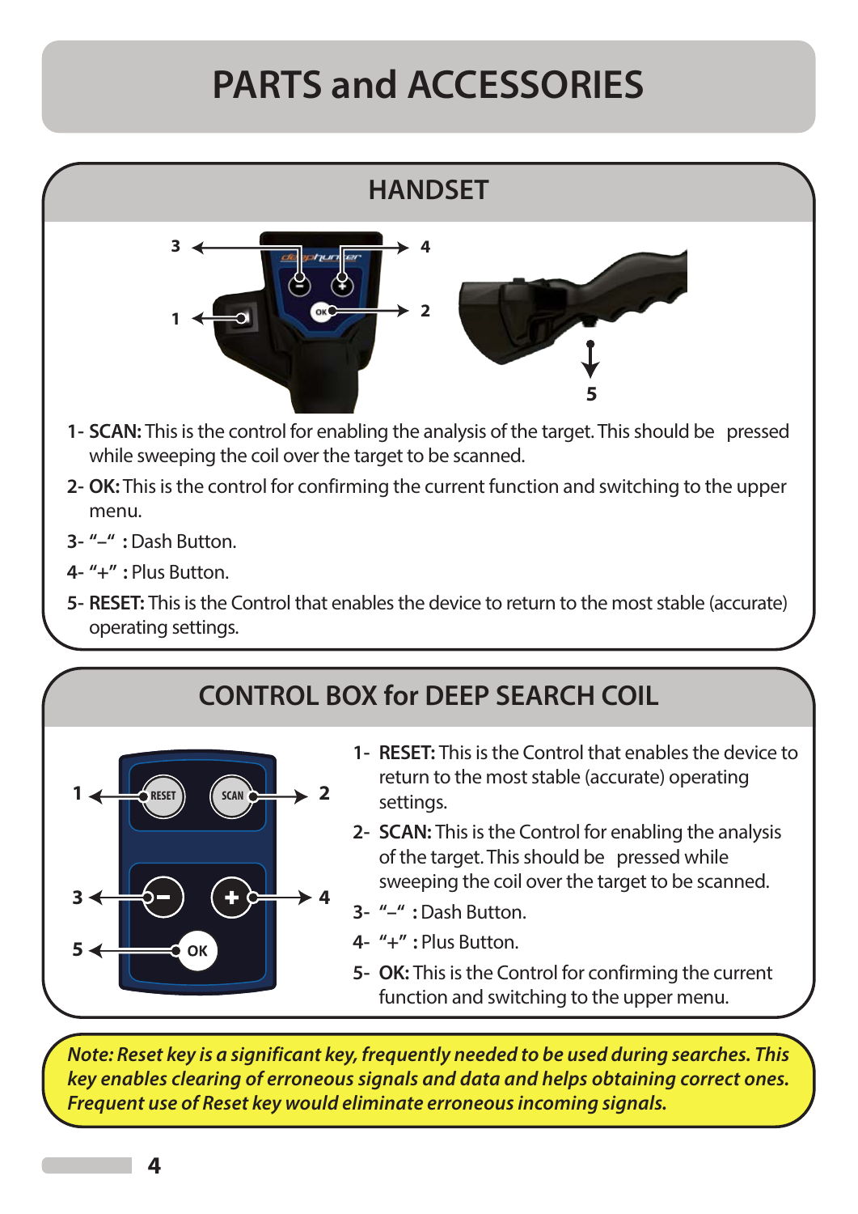# PARTS and ACCESSORIES

## HANDSET

1- **SCAN:** This is the control for enabling the analysis of the target. This should be pressed while sweeping the coil over the target to be scanned.

2- **OK:** This is the control for confirming the current function and switching to the upper menu.

3- **"–" :** Dash Button.

4- **"+" :** Plus Button.

5- **RESET:** This is the Control that enables the device to return to the most stable (accurate) operating settings.

## CONTROL BOX for DEEP SEARCH COIL

1- **RESET:** This is the Control that enables the device to return to the most stable (accurate) operating settings.

2- **SCAN:** This is the Control for enabling the analysis of the target. This should be pressed while sweeping the coil over the target to be scanned.

3- **"–" :** Dash Button.

4- **"+" :** Plus Button.

5- **OK:** This is the Control for confirming the current function and switching to the upper menu.

***Note: Reset key is a significant key, frequently needed to be used during searches. This key enables clearing of erroneous signals and data and helps obtaining correct ones. Frequent use of Reset key would eliminate erroneous incoming signals.***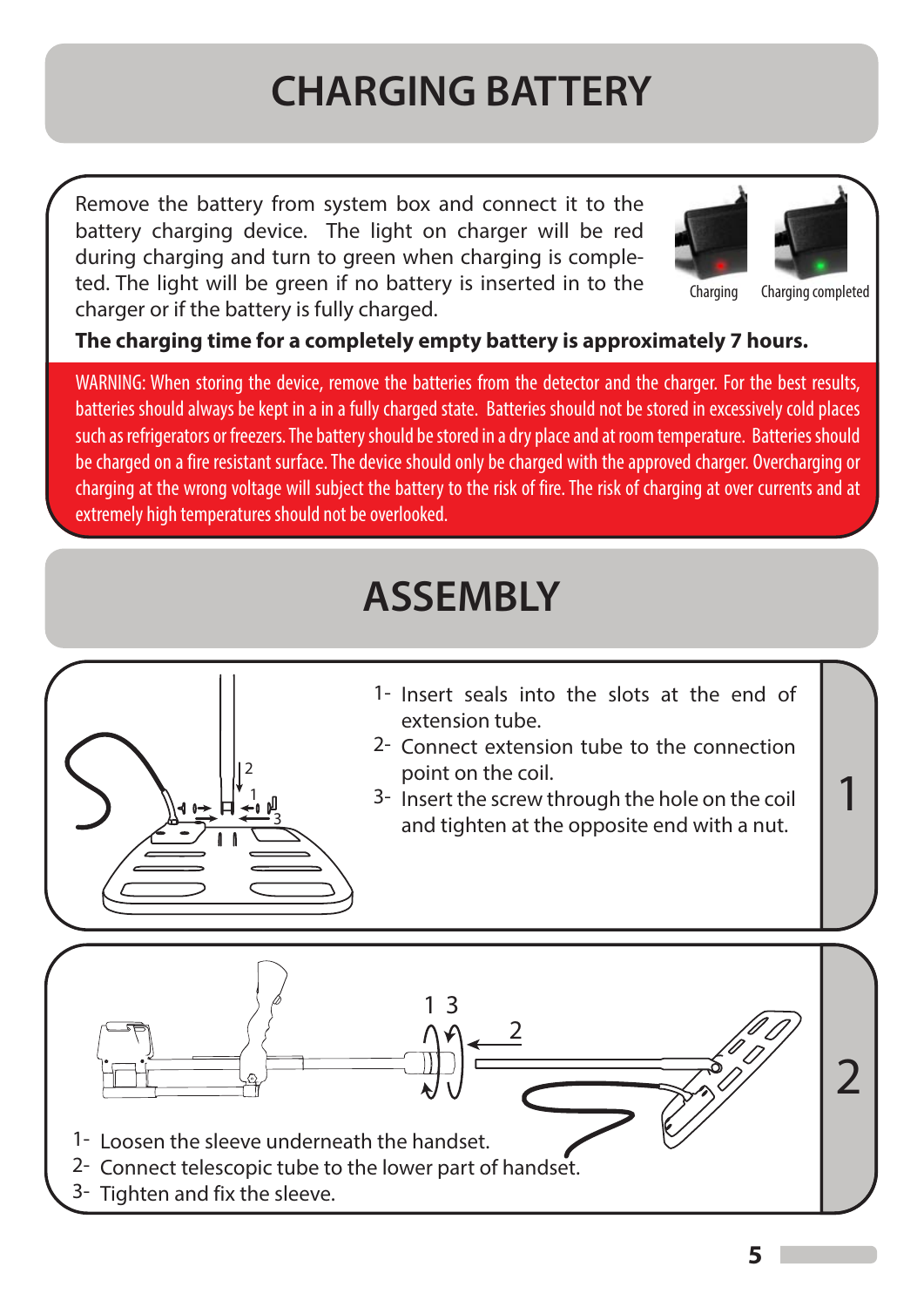# CHARGING BATTERY

Remove the battery from system box and connect it to the battery charging device. The light on charger will be red during charging and turn to green when charging is completed. The light will be green if no battery is inserted in to the charger or if the battery is fully charged.

Charging    Charging completed

**The charging time for a completely empty battery is approximately 7 hours.**

WARNING: When storing the device, remove the batteries from the detector and the charger. For the best results, batteries should always be kept in a in a fully charged state. Batteries should not be stored in excessively cold places such as refrigerators or freezers. The battery should be stored in a dry place and at room temperature. Batteries should be charged on a fire resistant surface. The device should only be charged with the approved charger. Overcharging or charging at the wrong voltage will subject the battery to the risk of fire. The risk of charging at over currents and at extremely high temperatures should not be overlooked.

# ASSEMBLY

## 1

1- Insert seals into the slots at the end of extension tube.
2- Connect extension tube to the connection point on the coil.
3- Insert the screw through the hole on the coil and tighten at the opposite end with a nut.

## 2

1- Loosen the sleeve underneath the handset.
2- Connect telescopic tube to the lower part of handset.
3- Tighten and fix the sleeve.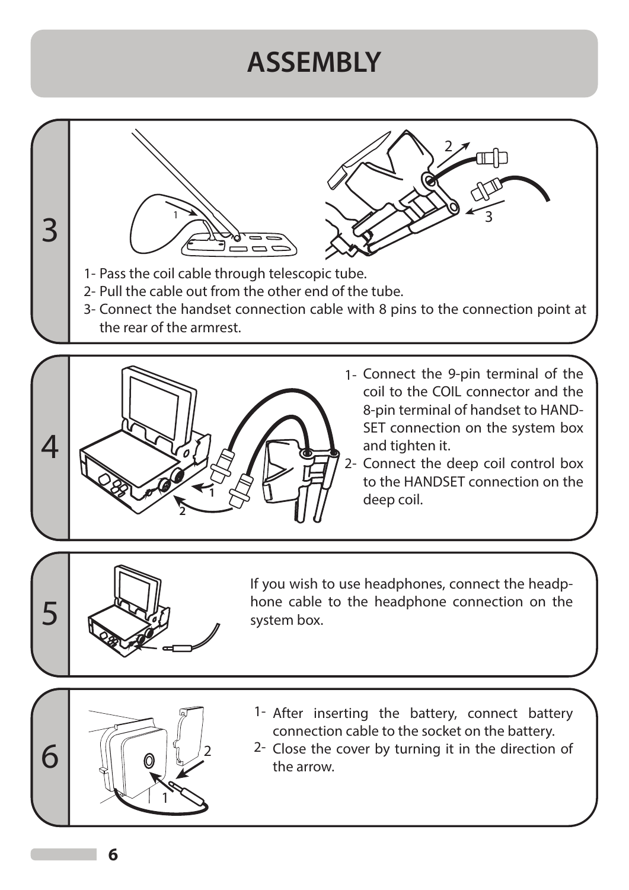# ASSEMBLY

## 3

1- Pass the coil cable through telescopic tube.
2- Pull the cable out from the other end of the tube.
3- Connect the handset connection cable with 8 pins to the connection point at the rear of the armrest.

## 4

1- Connect the 9-pin terminal of the coil to the COIL connector and the 8-pin terminal of handset to HANDSET connection on the system box and tighten it.
2- Connect the deep coil control box to the HANDSET connection on the deep coil.

## 5

If you wish to use headphones, connect the headphone cable to the headphone connection on the system box.

## 6

1- After inserting the battery, connect battery connection cable to the socket on the battery.
2- Close the cover by turning it in the direction of the arrow.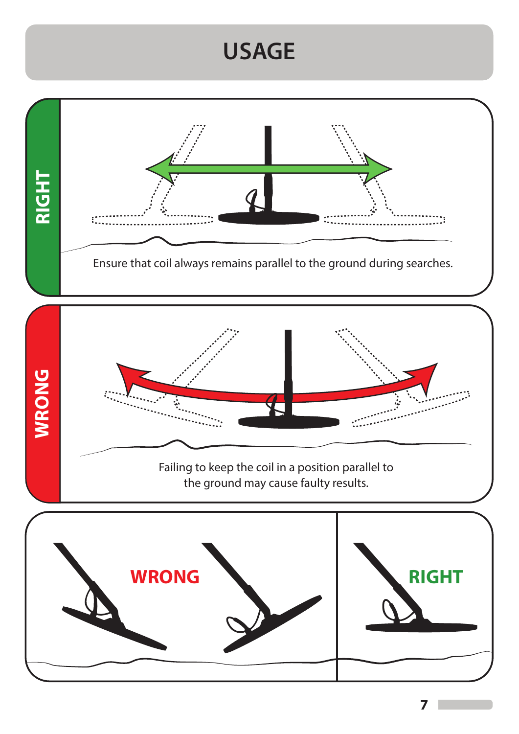# USAGE

**RIGHT**

Ensure that coil always remains parallel to the ground during searches.

**WRONG**

Failing to keep the coil in a position parallel to the ground may cause faulty results.

**WRONG**

**RIGHT**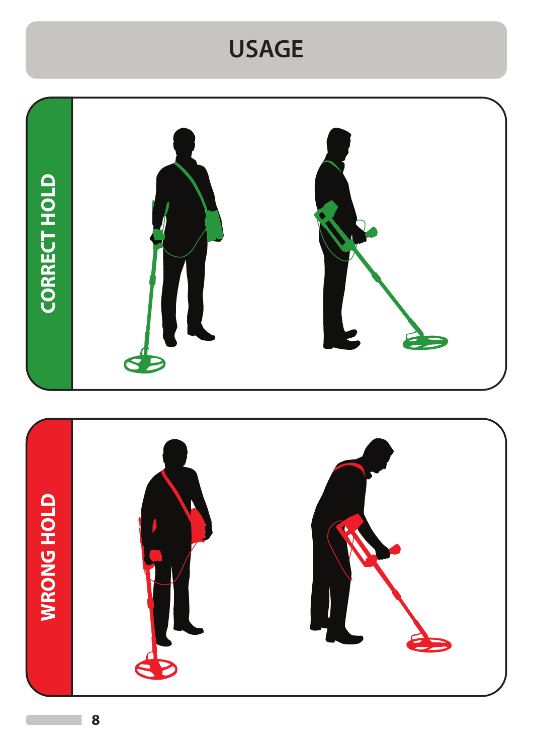# USAGE

CORRECT HOLD

WRONG HOLD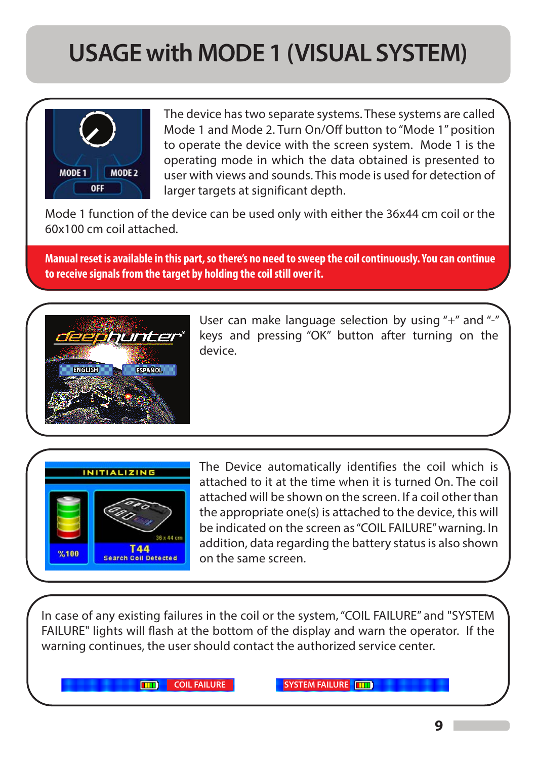# USAGE with MODE 1 (VISUAL SYSTEM)

The device has two separate systems. These systems are called Mode 1 and Mode 2. Turn On/Off button to "Mode 1" position to operate the device with the screen system. Mode 1 is the operating mode in which the data obtained is presented to user with views and sounds. This mode is used for detection of larger targets at significant depth.

Mode 1 function of the device can be used only with either the 36x44 cm coil or the 60x100 cm coil attached.

**Manual reset is available in this part, so there's no need to sweep the coil continuously. You can continue to receive signals from the target by holding the coil still over it.**

User can make language selection by using "+" and "-" keys and pressing "OK" button after turning on the device.

The Device automatically identifies the coil which is attached to it at the time when it is turned On. The coil attached will be shown on the screen. If a coil other than the appropriate one(s) is attached to the device, this will be indicated on the screen as "COIL FAILURE" warning. In addition, data regarding the battery status is also shown on the same screen.

In case of any existing failures in the coil or the system, "COIL FAILURE" and "SYSTEM FAILURE" lights will flash at the bottom of the display and warn the operator. If the warning continues, the user should contact the authorized service center.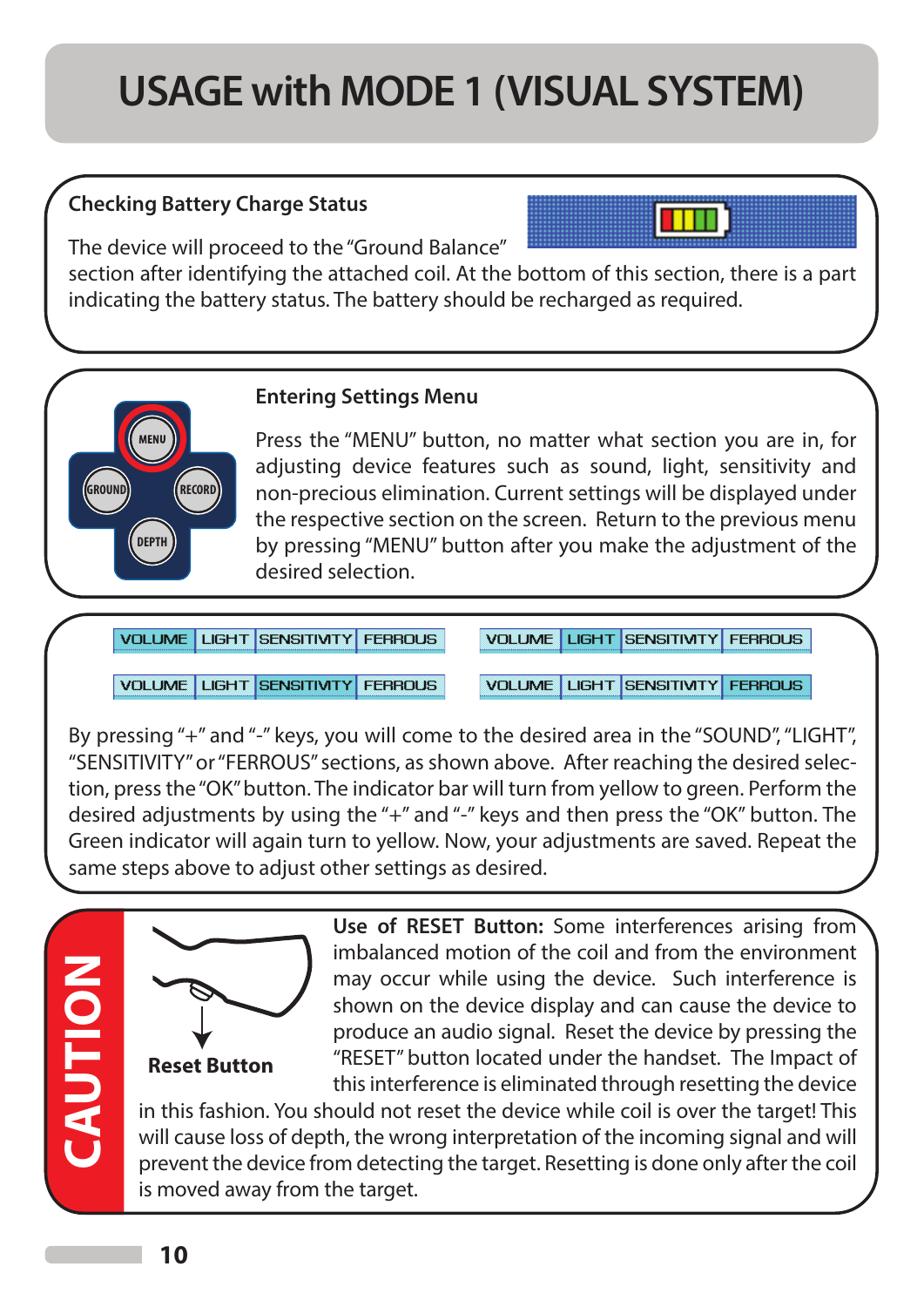# USAGE with MODE 1 (VISUAL SYSTEM)

### Checking Battery Charge Status

The device will proceed to the "Ground Balance" section after identifying the attached coil. At the bottom of this section, there is a part indicating the battery status. The battery should be recharged as required.

### Entering Settings Menu

MENU, GROUND, RECORD, DEPTH

Press the "MENU" button, no matter what section you are in, for adjusting device features such as sound, light, sensitivity and non-precious elimination. Current settings will be displayed under the respective section on the screen. Return to the previous menu by pressing "MENU" button after you make the adjustment of the desired selection.

| VOLUME | LIGHT | SENSITIVITY | FERROUS |
|---|---|---|---|

| VOLUME | LIGHT | SENSITIVITY | FERROUS |
|---|---|---|---|

| VOLUME | LIGHT | SENSITIVITY | FERROUS |
|---|---|---|---|

| VOLUME | LIGHT | SENSITIVITY | FERROUS |
|---|---|---|---|

By pressing "+" and "-" keys, you will come to the desired area in the "SOUND", "LIGHT", "SENSITIVITY" or "FERROUS" sections, as shown above. After reaching the desired selection, press the "OK" button. The indicator bar will turn from yellow to green. Perform the desired adjustments by using the "+" and "-" keys and then press the "OK" button. The Green indicator will again turn to yellow. Now, your adjustments are saved. Repeat the same steps above to adjust other settings as desired.

## CAUTION

Reset Button

**Use of RESET Button:** Some interferences arising from imbalanced motion of the coil and from the environment may occur while using the device. Such interference is shown on the device display and can cause the device to produce an audio signal. Reset the device by pressing the "RESET" button located under the handset. The Impact of this interference is eliminated through resetting the device in this fashion. You should not reset the device while coil is over the target! This will cause loss of depth, the wrong interpretation of the incoming signal and will prevent the device from detecting the target. Resetting is done only after the coil is moved away from the target.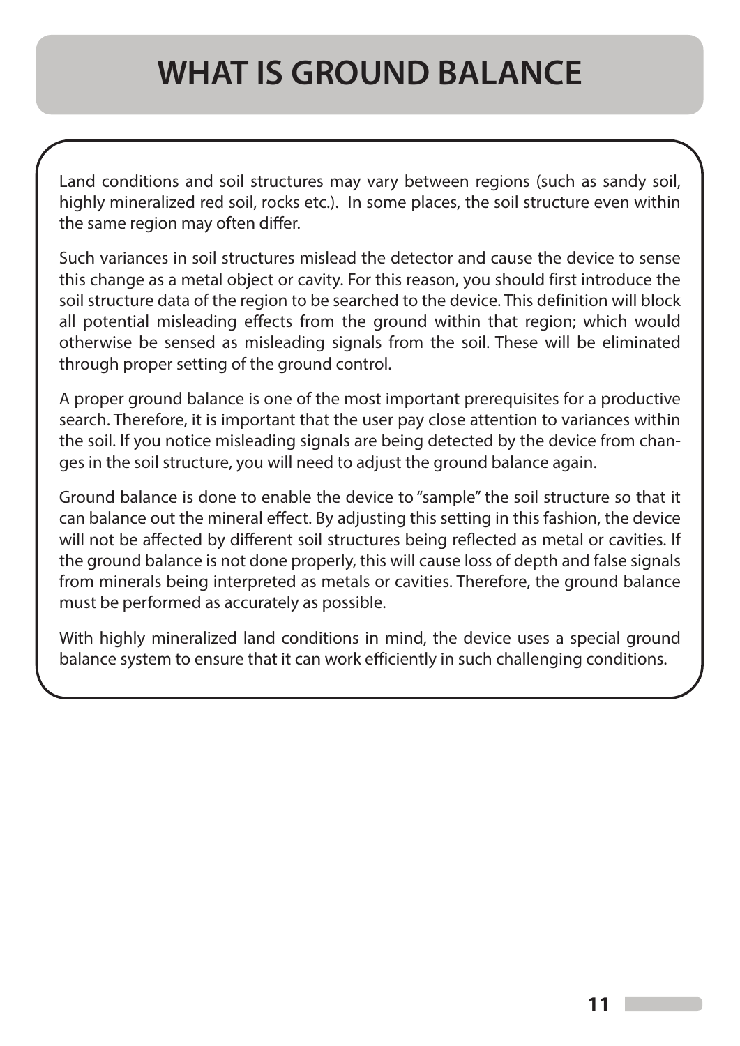# WHAT IS GROUND BALANCE

Land conditions and soil structures may vary between regions (such as sandy soil, highly mineralized red soil, rocks etc.). In some places, the soil structure even within the same region may often differ.

Such variances in soil structures mislead the detector and cause the device to sense this change as a metal object or cavity. For this reason, you should first introduce the soil structure data of the region to be searched to the device. This definition will block all potential misleading effects from the ground within that region; which would otherwise be sensed as misleading signals from the soil. These will be eliminated through proper setting of the ground control.

A proper ground balance is one of the most important prerequisites for a productive search. Therefore, it is important that the user pay close attention to variances within the soil. If you notice misleading signals are being detected by the device from changes in the soil structure, you will need to adjust the ground balance again.

Ground balance is done to enable the device to "sample" the soil structure so that it can balance out the mineral effect. By adjusting this setting in this fashion, the device will not be affected by different soil structures being reflected as metal or cavities. If the ground balance is not done properly, this will cause loss of depth and false signals from minerals being interpreted as metals or cavities. Therefore, the ground balance must be performed as accurately as possible.

With highly mineralized land conditions in mind, the device uses a special ground balance system to ensure that it can work efficiently in such challenging conditions.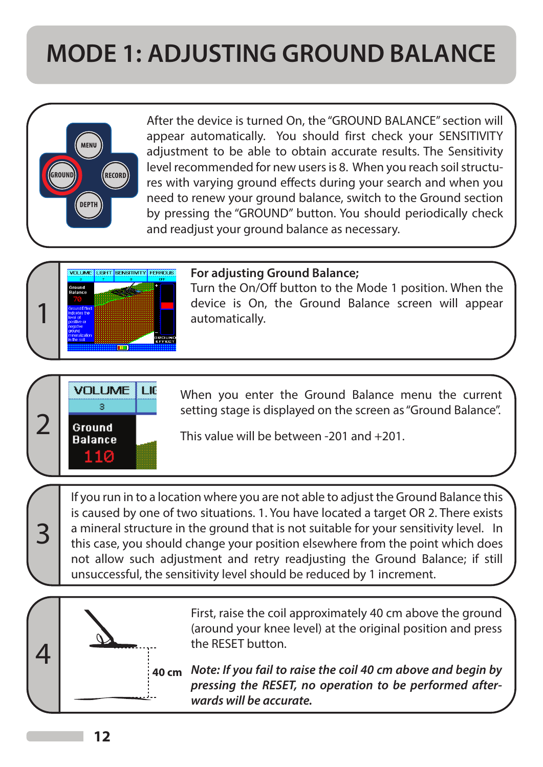# MODE 1: ADJUSTING GROUND BALANCE

After the device is turned On, the "GROUND BALANCE" section will appear automatically. You should first check your SENSITIVITY adjustment to be able to obtain accurate results. The Sensitivity level recommended for new users is 8. When you reach soil structures with varying ground effects during your search and when you need to renew your ground balance, switch to the Ground section by pressing the "GROUND" button. You should periodically check and readjust your ground balance as necessary.

**1**

**For adjusting Ground Balance;**
Turn the On/Off button to the Mode 1 position. When the device is On, the Ground Balance screen will appear automatically.

**2**

When you enter the Ground Balance menu the current setting stage is displayed on the screen as "Ground Balance".

This value will be between -201 and +201.

**3**

If you run in to a location where you are not able to adjust the Ground Balance this is caused by one of two situations. 1. You have located a target OR 2. There exists a mineral structure in the ground that is not suitable for your sensitivity level. In this case, you should change your position elsewhere from the point which does not allow such adjustment and retry readjusting the Ground Balance; if still unsuccessful, the sensitivity level should be reduced by 1 increment.

**4**

40 cm

First, raise the coil approximately 40 cm above the ground (around your knee level) at the original position and press the RESET button.

***Note: If you fail to raise the coil 40 cm above and begin by pressing the RESET, no operation to be performed afterwards will be accurate.***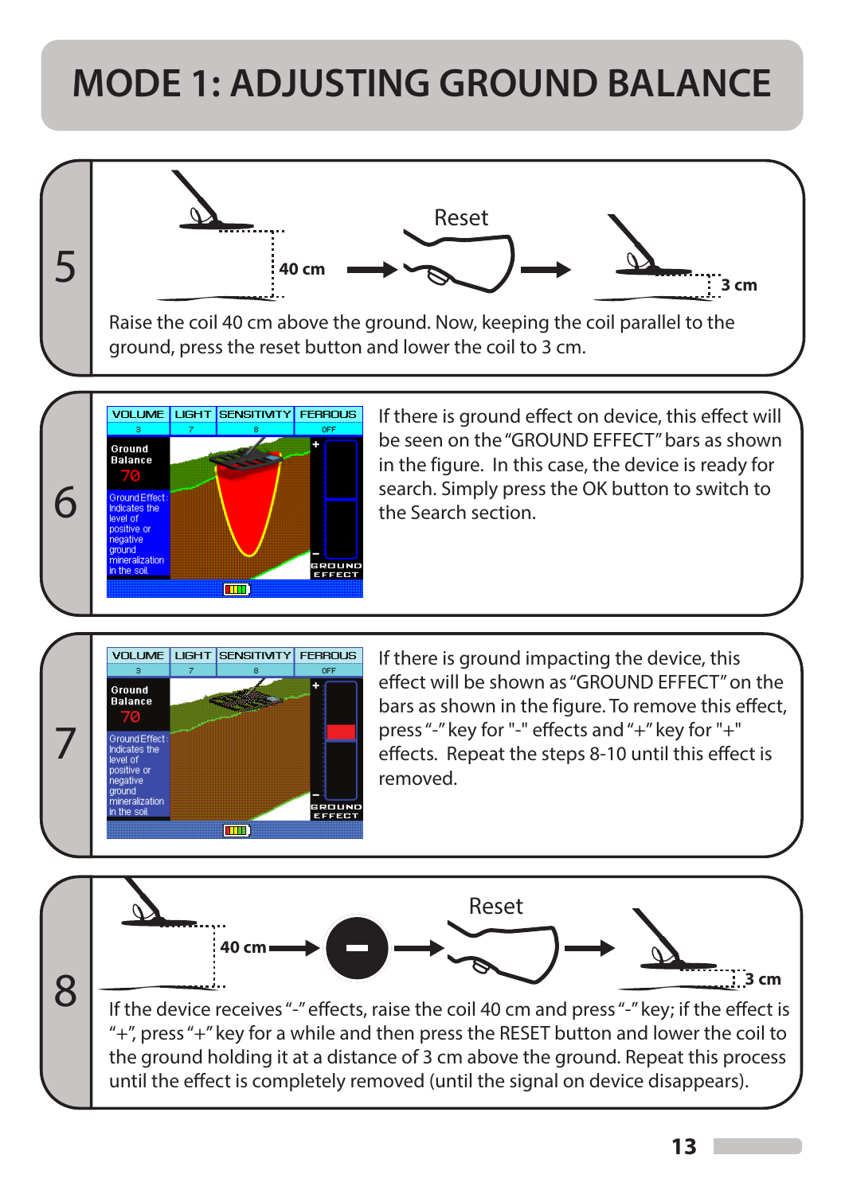# MODE 1: ADJUSTING GROUND BALANCE

**5**

40 cm → Reset → 3 cm

Raise the coil 40 cm above the ground. Now, keeping the coil parallel to the ground, press the reset button and lower the coil to 3 cm.

**6**

If there is ground effect on device, this effect will be seen on the "GROUND EFFECT" bars as shown in the figure. In this case, the device is ready for search. Simply press the OK button to switch to the Search section.

**7**

If there is ground impacting the device, this effect will be shown as "GROUND EFFECT" on the bars as shown in the figure. To remove this effect, press "-" key for "-" effects and "+" key for "+" effects. Repeat the steps 8-10 until this effect is removed.

**8**

40 cm → – → Reset → 3 cm

If the device receives "-" effects, raise the coil 40 cm and press "-" key; if the effect is "+", press "+" key for a while and then press the RESET button and lower the coil to the ground holding it at a distance of 3 cm above the ground. Repeat this process until the effect is completely removed (until the signal on device disappears).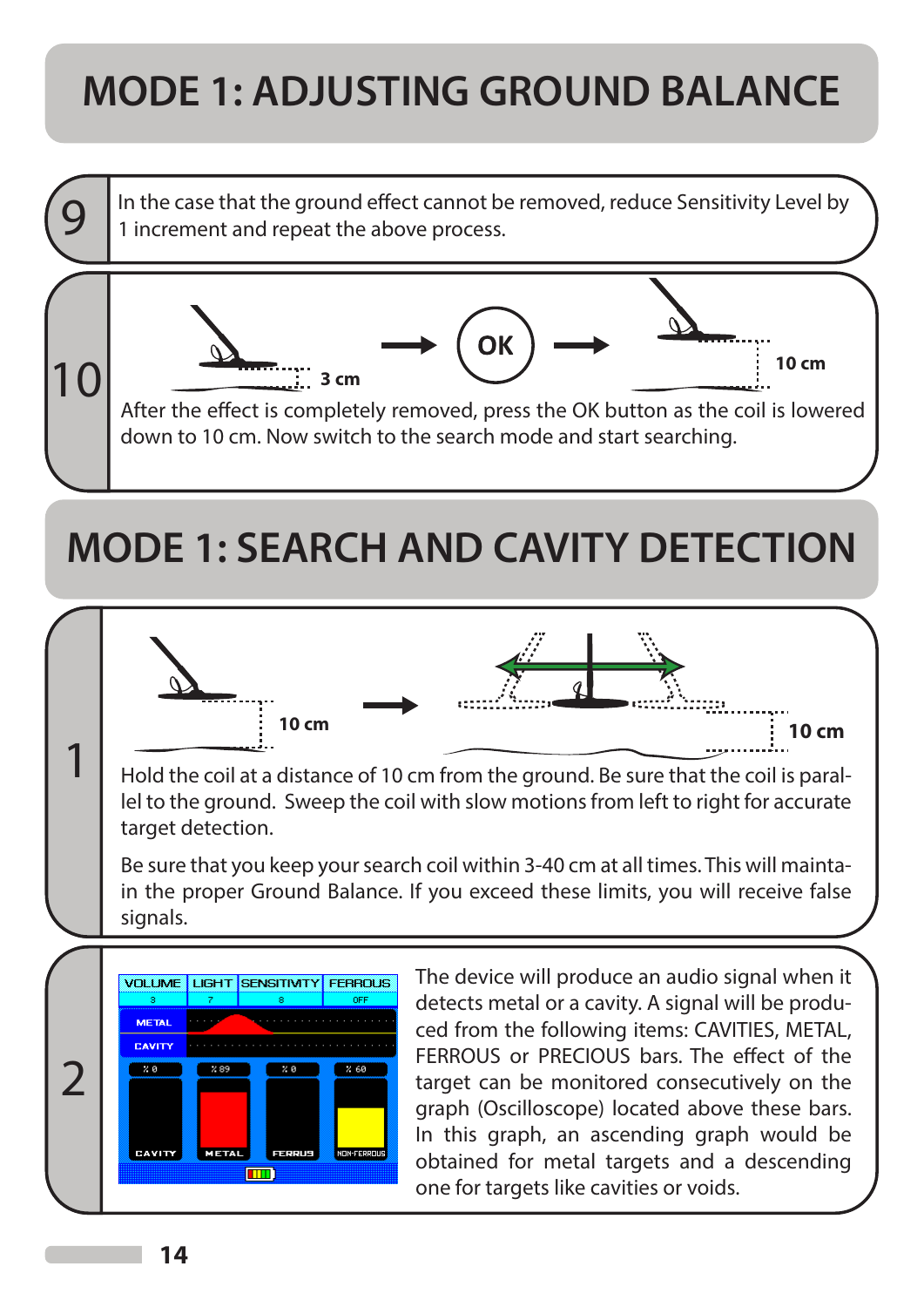# MODE 1: ADJUSTING GROUND BALANCE

**9** In the case that the ground effect cannot be removed, reduce Sensitivity Level by 1 increment and repeat the above process.

**10**

3 cm → OK → 10 cm

After the effect is completely removed, press the OK button as the coil is lowered down to 10 cm. Now switch to the search mode and start searching.

# MODE 1: SEARCH AND CAVITY DETECTION

**1**

10 cm → 10 cm

Hold the coil at a distance of 10 cm from the ground. Be sure that the coil is parallel to the ground. Sweep the coil with slow motions from left to right for accurate target detection.

Be sure that you keep your search coil within 3-40 cm at all times. This will maintain the proper Ground Balance. If you exceed these limits, you will receive false signals.

**2**

| VOLUME | LIGHT | SENSITIVITY | FERROUS |
|---|---|---|---|
| 3 | 7 | 8 | OFF |

METAL
CAVITY

| % 0 | % 89 | % 0 | % 60 |
|---|---|---|---|
| CAVITY | METAL | FERRUS | NON-FERROUS |

The device will produce an audio signal when it detects metal or a cavity. A signal will be produced from the following items: CAVITIES, METAL, FERROUS or PRECIOUS bars. The effect of the target can be monitored consecutively on the graph (Oscilloscope) located above these bars. In this graph, an ascending graph would be obtained for metal targets and a descending one for targets like cavities or voids.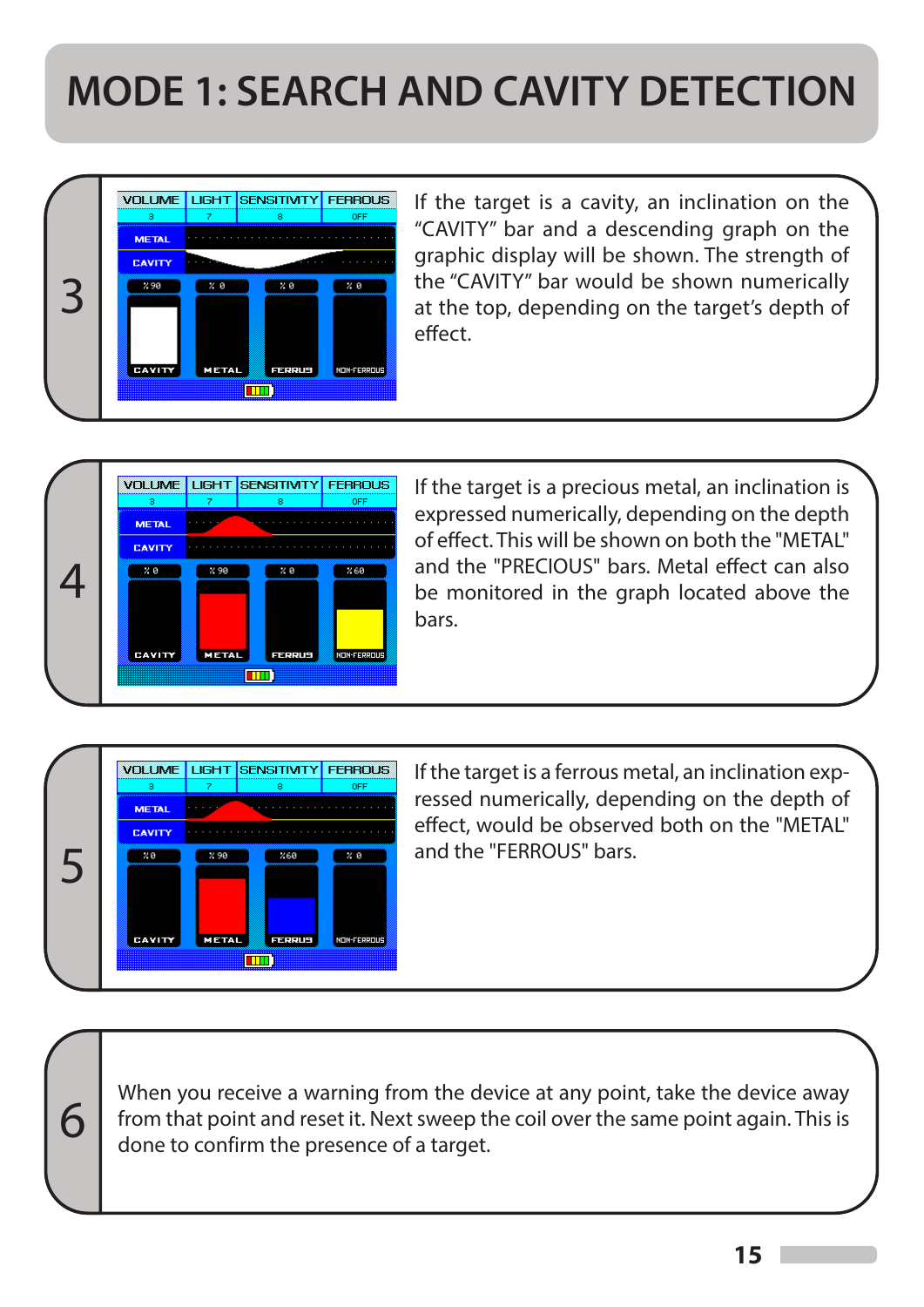# MODE 1: SEARCH AND CAVITY DETECTION

3

If the target is a cavity, an inclination on the "CAVITY" bar and a descending graph on the graphic display will be shown. The strength of the "CAVITY" bar would be shown numerically at the top, depending on the target's depth of effect.

4

If the target is a precious metal, an inclination is expressed numerically, depending on the depth of effect. This will be shown on both the "METAL" and the "PRECIOUS" bars. Metal effect can also be monitored in the graph located above the bars.

5

If the target is a ferrous metal, an inclination expressed numerically, depending on the depth of effect, would be observed both on the "METAL" and the "FERROUS" bars.

6

When you receive a warning from the device at any point, take the device away from that point and reset it. Next sweep the coil over the same point again. This is done to confirm the presence of a target.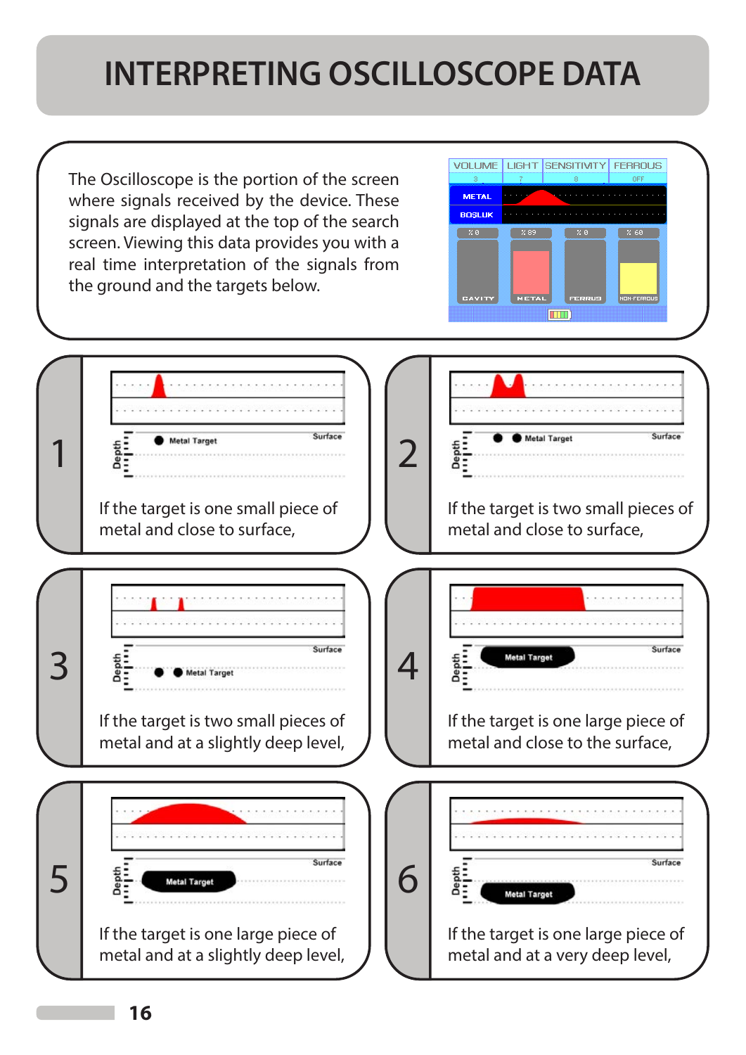# INTERPRETING OSCILLOSCOPE DATA

The Oscilloscope is the portion of the screen where signals received by the device. These signals are displayed at the top of the search screen. Viewing this data provides you with a real time interpretation of the signals from the ground and the targets below.

**1**

If the target is one small piece of metal and close to surface,

**2**

If the target is two small pieces of metal and close to surface,

**3**

If the target is two small pieces of metal and at a slightly deep level,

**4**

If the target is one large piece of metal and close to the surface,

**5**

If the target is one large piece of metal and at a slightly deep level,

**6**

If the target is one large piece of metal and at a very deep level,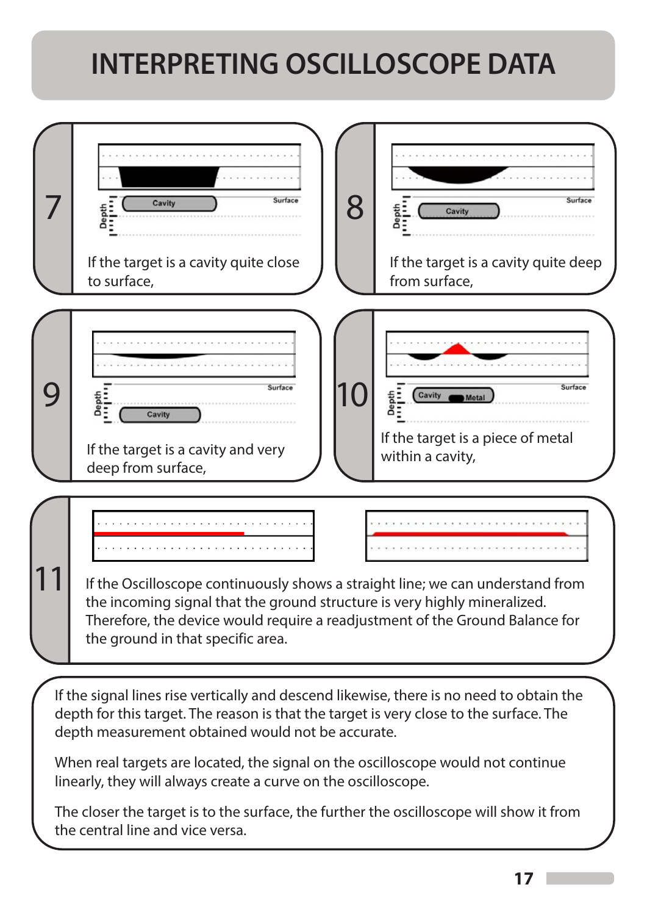# INTERPRETING OSCILLOSCOPE DATA

**7**

Cavity | Surface | Depth

If the target is a cavity quite close to surface,

**8**

Cavity | Surface | Depth

If the target is a cavity quite deep from surface,

**9**

Cavity | Surface | Depth

If the target is a cavity and very deep from surface,

**10**

Cavity | Metal | Surface | Depth

If the target is a piece of metal within a cavity,

**11**

If the Oscilloscope continuously shows a straight line; we can understand from the incoming signal that the ground structure is very highly mineralized. Therefore, the device would require a readjustment of the Ground Balance for the ground in that specific area.

If the signal lines rise vertically and descend likewise, there is no need to obtain the depth for this target. The reason is that the target is very close to the surface. The depth measurement obtained would not be accurate.

When real targets are located, the signal on the oscilloscope would not continue linearly, they will always create a curve on the oscilloscope.

The closer the target is to the surface, the further the oscilloscope will show it from the central line and vice versa.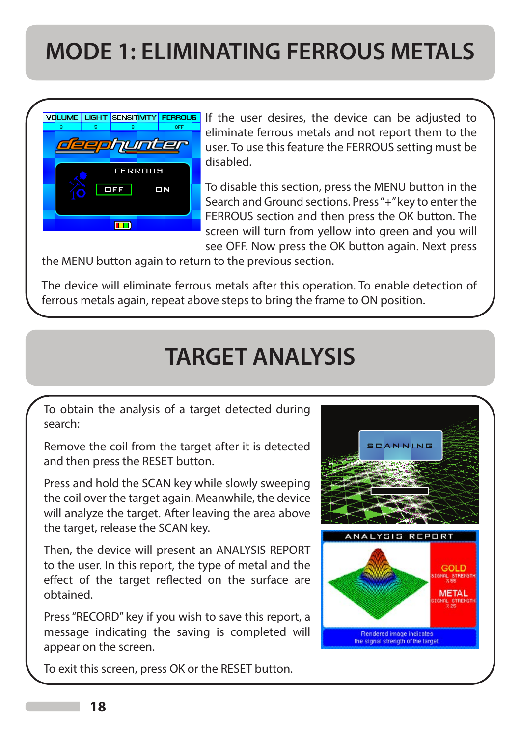# MODE 1: ELIMINATING FERROUS METALS

If the user desires, the device can be adjusted to eliminate ferrous metals and not report them to the user. To use this feature the FERROUS setting must be disabled.

To disable this section, press the MENU button in the Search and Ground sections. Press "+" key to enter the FERROUS section and then press the OK button. The screen will turn from yellow into green and you will see OFF. Now press the OK button again. Next press the MENU button again to return to the previous section.

The device will eliminate ferrous metals after this operation. To enable detection of ferrous metals again, repeat above steps to bring the frame to ON position.

# TARGET ANALYSIS

To obtain the analysis of a target detected during search:

Remove the coil from the target after it is detected and then press the RESET button.

Press and hold the SCAN key while slowly sweeping the coil over the target again. Meanwhile, the device will analyze the target. After leaving the area above the target, release the SCAN key.

Then, the device will present an ANALYSIS REPORT to the user. In this report, the type of metal and the effect of the target reflected on the surface are obtained.

Press "RECORD" key if you wish to save this report, a message indicating the saving is completed will appear on the screen.

To exit this screen, press OK or the RESET button.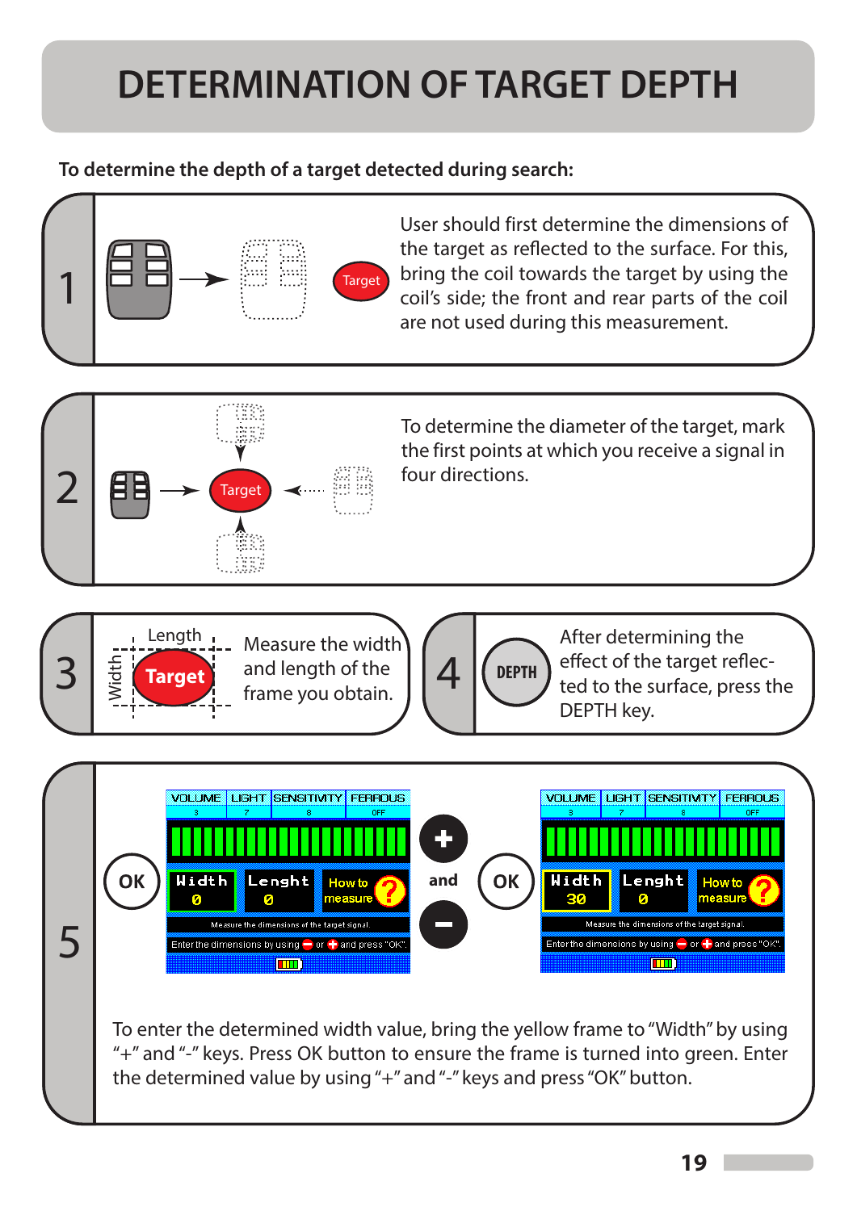# DETERMINATION OF TARGET DEPTH

**To determine the depth of a target detected during search:**

1. User should first determine the dimensions of the target as reflected to the surface. For this, bring the coil towards the target by using the coil's side; the front and rear parts of the coil are not used during this measurement.

2. To determine the diameter of the target, mark the first points at which you receive a signal in four directions.

3. Measure the width and length of the frame you obtain.

4. After determining the effect of the target reflected to the surface, press the DEPTH key.

5. To enter the determined width value, bring the yellow frame to "Width" by using "+" and "-" keys. Press OK button to ensure the frame is turned into green. Enter the determined value by using "+" and "-" keys and press "OK" button.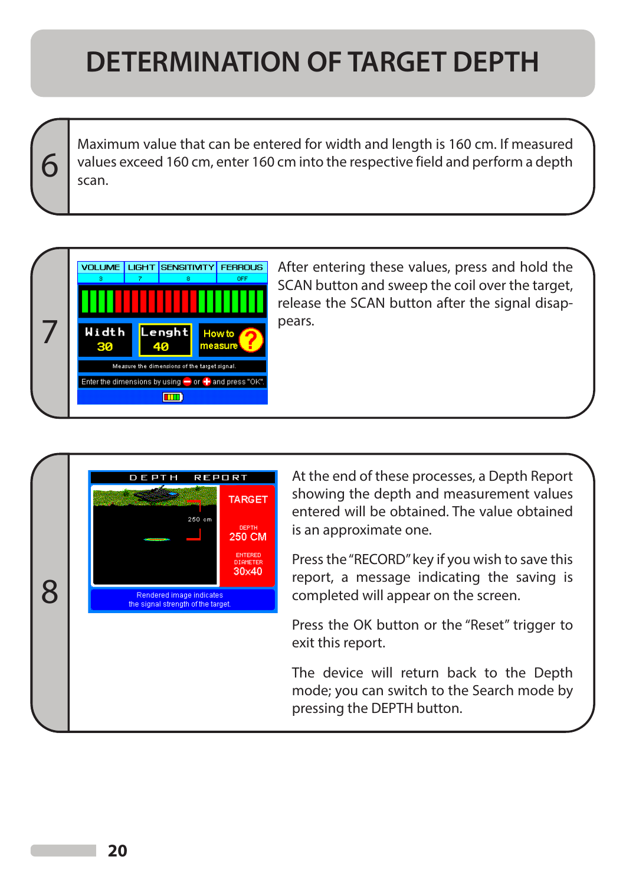# DETERMINATION OF TARGET DEPTH

**6**

Maximum value that can be entered for width and length is 160 cm. If measured values exceed 160 cm, enter 160 cm into the respective field and perform a depth scan.

**7**

After entering these values, press and hold the SCAN button and sweep the coil over the target, release the SCAN button after the signal disappears.

**8**

At the end of these processes, a Depth Report showing the depth and measurement values entered will be obtained. The value obtained is an approximate one.

Press the "RECORD" key if you wish to save this report, a message indicating the saving is completed will appear on the screen.

Press the OK button or the "Reset" trigger to exit this report.

The device will return back to the Depth mode; you can switch to the Search mode by pressing the DEPTH button.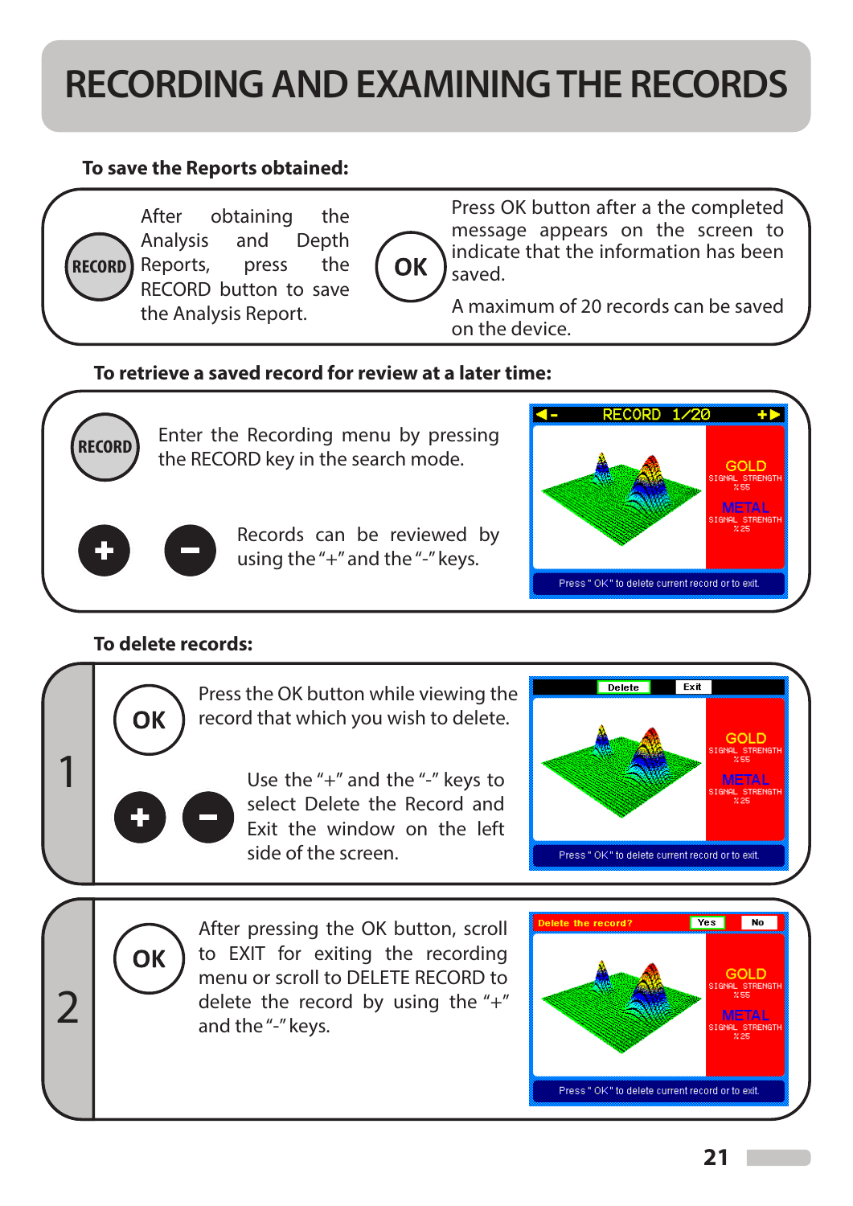# RECORDING AND EXAMINING THE RECORDS

**To save the Reports obtained:**

RECORD

After obtaining the Analysis and Depth Reports, press the RECORD button to save the Analysis Report.

OK

Press OK button after a the completed message appears on the screen to indicate that the information has been saved.

A maximum of 20 records can be saved on the device.

**To retrieve a saved record for review at a later time:**

RECORD

Enter the Recording menu by pressing the RECORD key in the search mode.

+ −

Records can be reviewed by using the "+" and the "-" keys.

**To delete records:**

**1**

OK

Press the OK button while viewing the record that which you wish to delete.

+ −

Use the "+" and the "-" keys to select Delete the Record and Exit the window on the left side of the screen.

**2**

OK

After pressing the OK button, scroll to EXIT for exiting the recording menu or scroll to DELETE RECORD to delete the record by using the "+" and the "-" keys.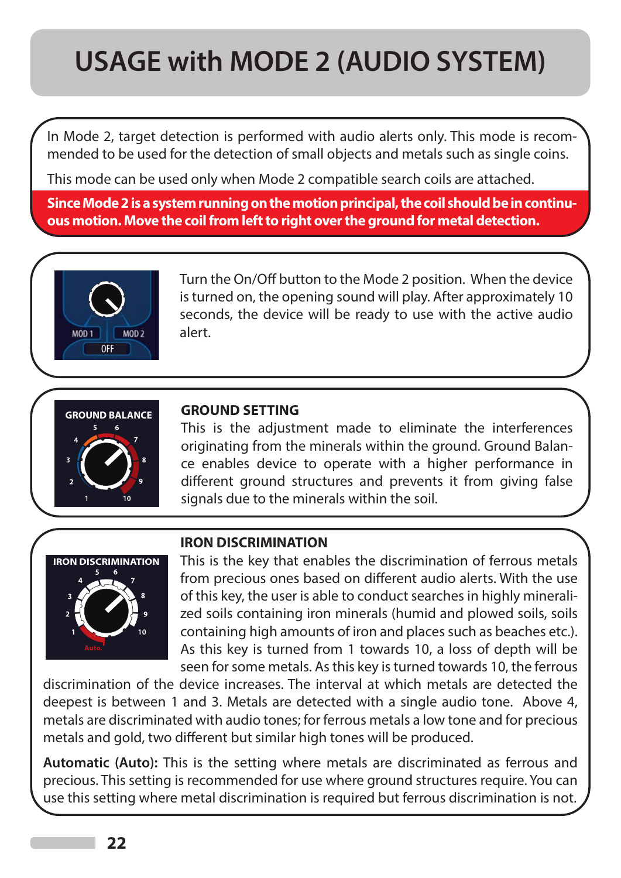# USAGE with MODE 2 (AUDIO SYSTEM)

In Mode 2, target detection is performed with audio alerts only. This mode is recommended to be used for the detection of small objects and metals such as single coins.

This mode can be used only when Mode 2 compatible search coils are attached.

**Since Mode 2 is a system running on the motion principal, the coil should be in continuous motion. Move the coil from left to right over the ground for metal detection.**

Turn the On/Off button to the Mode 2 position. When the device is turned on, the opening sound will play. After approximately 10 seconds, the device will be ready to use with the active audio alert.

## GROUND SETTING

This is the adjustment made to eliminate the interferences originating from the minerals within the ground. Ground Balance enables device to operate with a higher performance in different ground structures and prevents it from giving false signals due to the minerals within the soil.

## IRON DISCRIMINATION

This is the key that enables the discrimination of ferrous metals from precious ones based on different audio alerts. With the use of this key, the user is able to conduct searches in highly mineralized soils containing iron minerals (humid and plowed soils, soils containing high amounts of iron and places such as beaches etc.). As this key is turned from 1 towards 10, a loss of depth will be seen for some metals. As this key is turned towards 10, the ferrous discrimination of the device increases. The interval at which metals are detected the deepest is between 1 and 3. Metals are detected with a single audio tone. Above 4, metals are discriminated with audio tones; for ferrous metals a low tone and for precious metals and gold, two different but similar high tones will be produced.

**Automatic (Auto):** This is the setting where metals are discriminated as ferrous and precious. This setting is recommended for use where ground structures require. You can use this setting where metal discrimination is required but ferrous discrimination is not.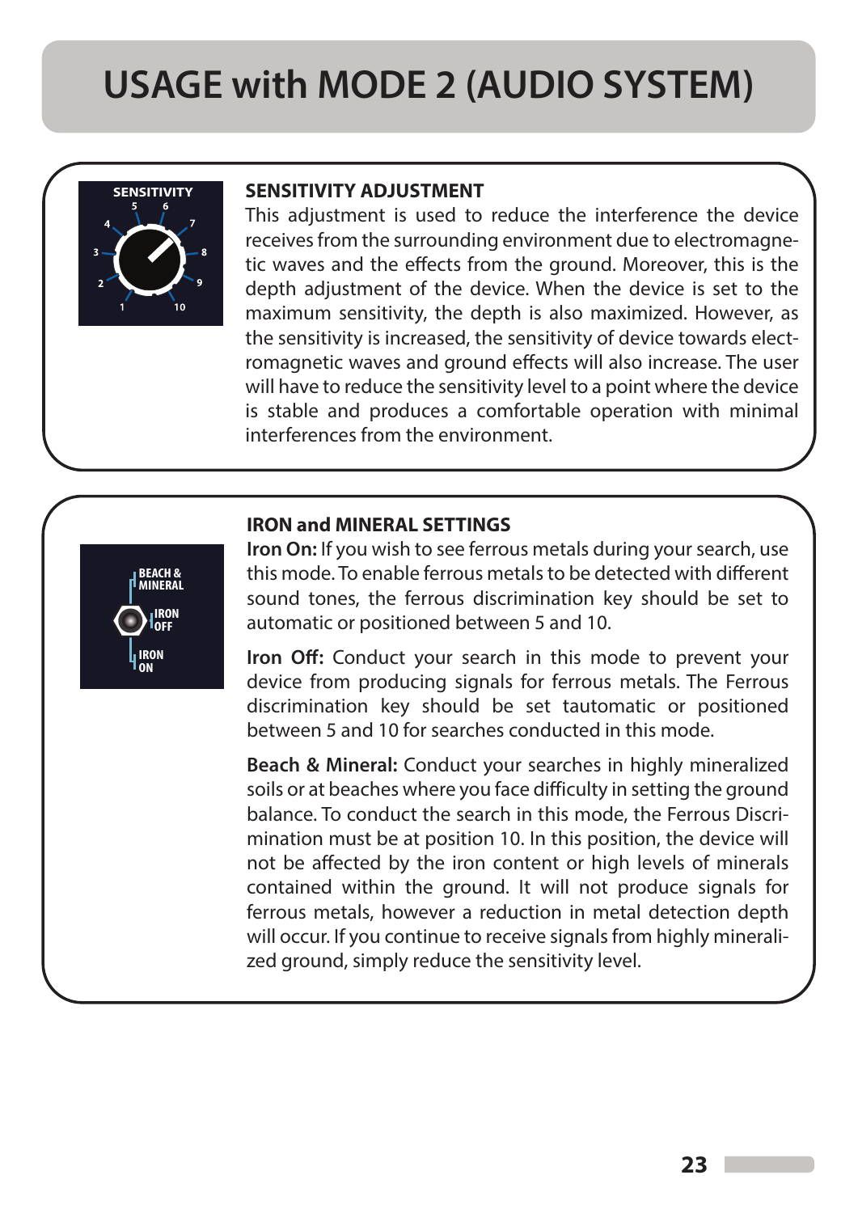# USAGE with MODE 2 (AUDIO SYSTEM)

### SENSITIVITY ADJUSTMENT

This adjustment is used to reduce the interference the device receives from the surrounding environment due to electromagnetic waves and the effects from the ground. Moreover, this is the depth adjustment of the device. When the device is set to the maximum sensitivity, the depth is also maximized. However, as the sensitivity is increased, the sensitivity of device towards electromagnetic waves and ground effects will also increase. The user will have to reduce the sensitivity level to a point where the device is stable and produces a comfortable operation with minimal interferences from the environment.

### IRON and MINERAL SETTINGS

**Iron On:** If you wish to see ferrous metals during your search, use this mode. To enable ferrous metals to be detected with different sound tones, the ferrous discrimination key should be set to automatic or positioned between 5 and 10.

**Iron Off:** Conduct your search in this mode to prevent your device from producing signals for ferrous metals. The Ferrous discrimination key should be set tautomatic or positioned between 5 and 10 for searches conducted in this mode.

**Beach & Mineral:** Conduct your searches in highly mineralized soils or at beaches where you face difficulty in setting the ground balance. To conduct the search in this mode, the Ferrous Discrimination must be at position 10. In this position, the device will not be affected by the iron content or high levels of minerals contained within the ground. It will not produce signals for ferrous metals, however a reduction in metal detection depth will occur. If you continue to receive signals from highly mineralized ground, simply reduce the sensitivity level.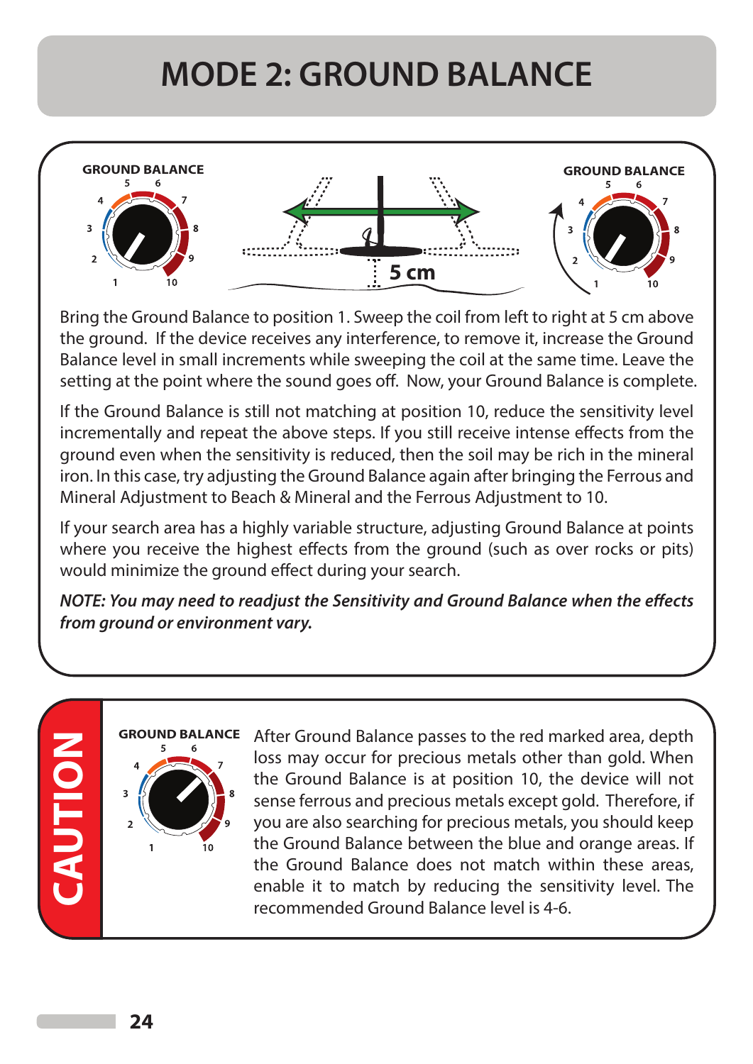# MODE 2: GROUND BALANCE

Bring the Ground Balance to position 1. Sweep the coil from left to right at 5 cm above the ground. If the device receives any interference, to remove it, increase the Ground Balance level in small increments while sweeping the coil at the same time. Leave the setting at the point where the sound goes off. Now, your Ground Balance is complete.

If the Ground Balance is still not matching at position 10, reduce the sensitivity level incrementally and repeat the above steps. If you still receive intense effects from the ground even when the sensitivity is reduced, then the soil may be rich in the mineral iron. In this case, try adjusting the Ground Balance again after bringing the Ferrous and Mineral Adjustment to Beach & Mineral and the Ferrous Adjustment to 10.

If your search area has a highly variable structure, adjusting Ground Balance at points where you receive the highest effects from the ground (such as over rocks or pits) would minimize the ground effect during your search.

***NOTE: You may need to readjust the Sensitivity and Ground Balance when the effects from ground or environment vary.***

## CAUTION

After Ground Balance passes to the red marked area, depth loss may occur for precious metals other than gold. When the Ground Balance is at position 10, the device will not sense ferrous and precious metals except gold. Therefore, if you are also searching for precious metals, you should keep the Ground Balance between the blue and orange areas. If the Ground Balance does not match within these areas, enable it to match by reducing the sensitivity level. The recommended Ground Balance level is 4-6.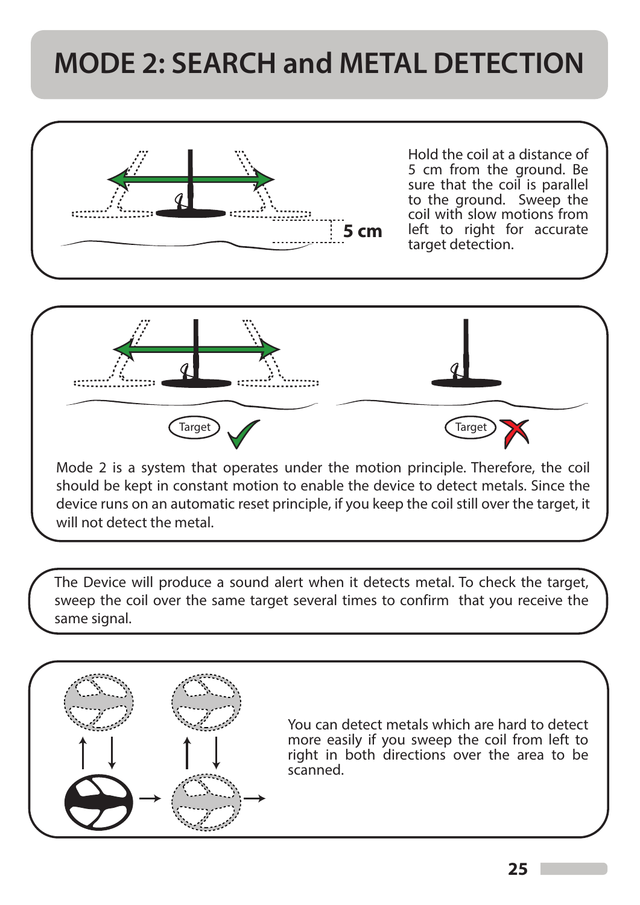# MODE 2: SEARCH and METAL DETECTION

5 cm

Hold the coil at a distance of 5 cm from the ground. Be sure that the coil is parallel to the ground. Sweep the coil with slow motions from left to right for accurate target detection.

Target

Target

Mode 2 is a system that operates under the motion principle. Therefore, the coil should be kept in constant motion to enable the device to detect metals. Since the device runs on an automatic reset principle, if you keep the coil still over the target, it will not detect the metal.

The Device will produce a sound alert when it detects metal. To check the target, sweep the coil over the same target several times to confirm that you receive the same signal.

You can detect metals which are hard to detect more easily if you sweep the coil from left to right in both directions over the area to be scanned.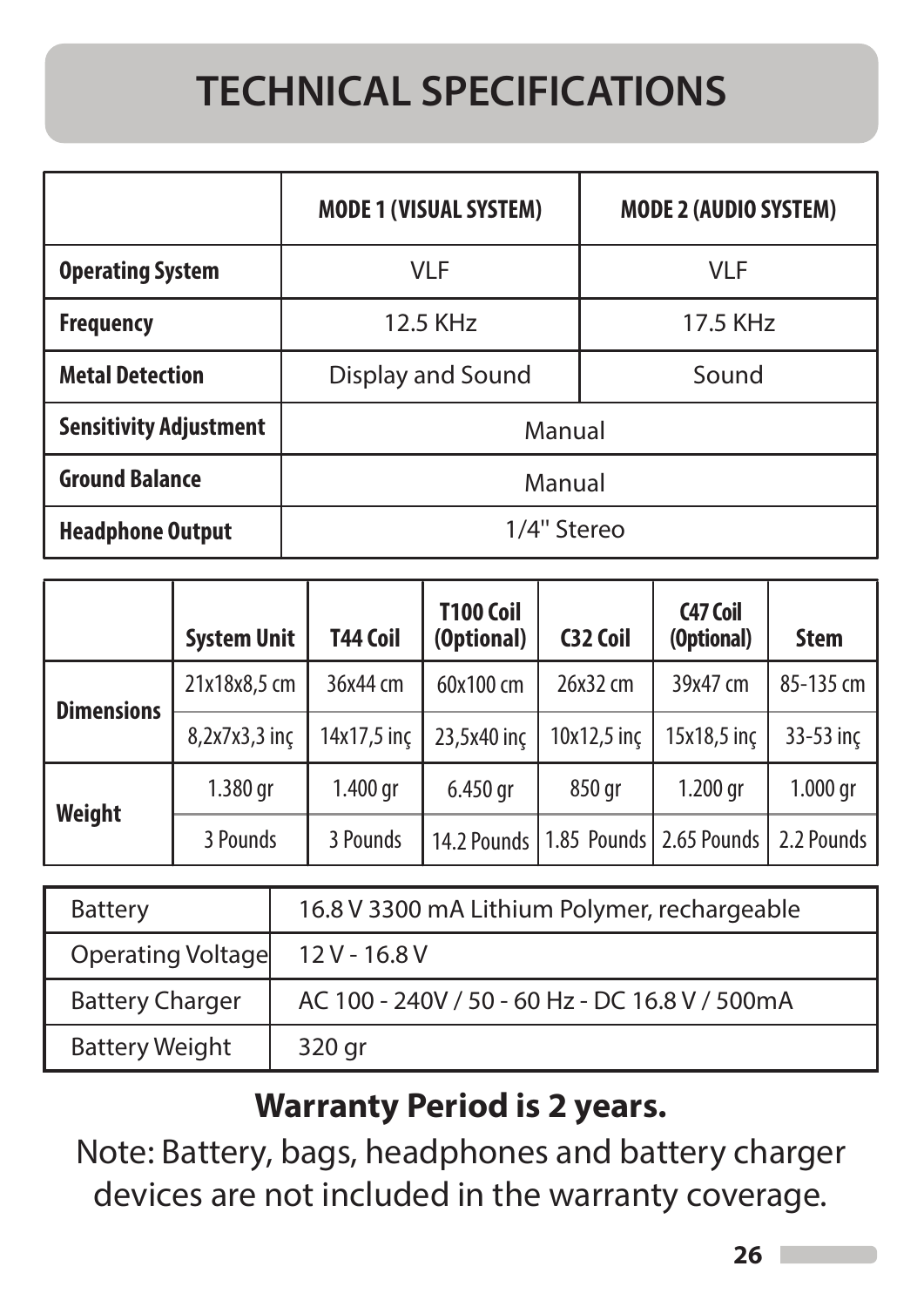# TECHNICAL SPECIFICATIONS

| | MODE 1 (VISUAL SYSTEM) | MODE 2 (AUDIO SYSTEM) |
|---|---|---|
| **Operating System** | VLF | VLF |
| **Frequency** | 12.5 KHz | 17.5 KHz |
| **Metal Detection** | Display and Sound | Sound |
| **Sensitivity Adjustment** | Manual | |
| **Ground Balance** | Manual | |
| **Headphone Output** | 1/4" Stereo | |

| | System Unit | T44 Coil | T100 Coil (Optional) | C32 Coil | C47 Coil (Optional) | Stem |
|---|---|---|---|---|---|---|
| **Dimensions** | 21x18x8,5 cm | 36x44 cm | 60x100 cm | 26x32 cm | 39x47 cm | 85-135 cm |
| | 8,2x7x3,3 inç | 14x17,5 inç | 23,5x40 inç | 10x12,5 inç | 15x18,5 inç | 33-53 inç |
| **Weight** | 1.380 gr | 1.400 gr | 6.450 gr | 850 gr | 1.200 gr | 1.000 gr |
| | 3 Pounds | 3 Pounds | 14.2 Pounds | 1.85 Pounds | 2.65 Pounds | 2.2 Pounds |

| | |
|---|---|
| Battery | 16.8 V 3300 mA Lithium Polymer, rechargeable |
| Operating Voltage | 12 V - 16.8 V |
| Battery Charger | AC 100 - 240V / 50 - 60 Hz - DC 16.8 V / 500mA |
| Battery Weight | 320 gr |

**Warranty Period is 2 years.**

Note: Battery, bags, headphones and battery charger devices are not included in the warranty coverage.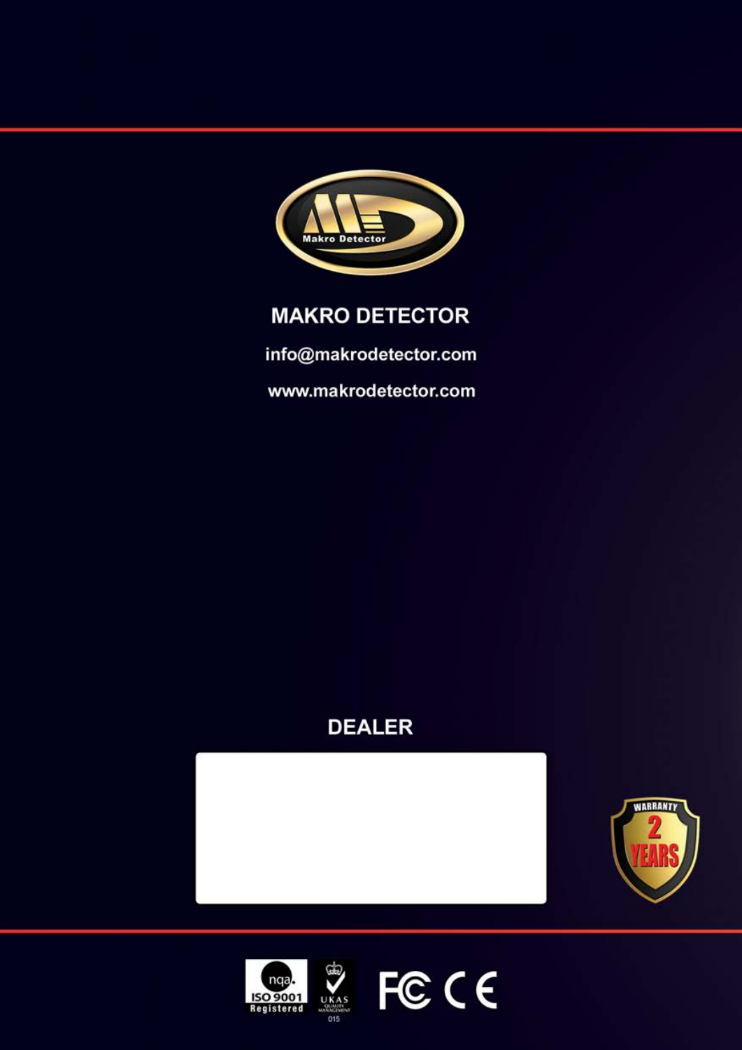**MAKRO DETECTOR**

info@makrodetector.com

www.makrodetector.com

**DEALER**

WARRANTY 2 YEARS

ISO 9001 Registered

UKAS QUALITY MANAGEMENT 015